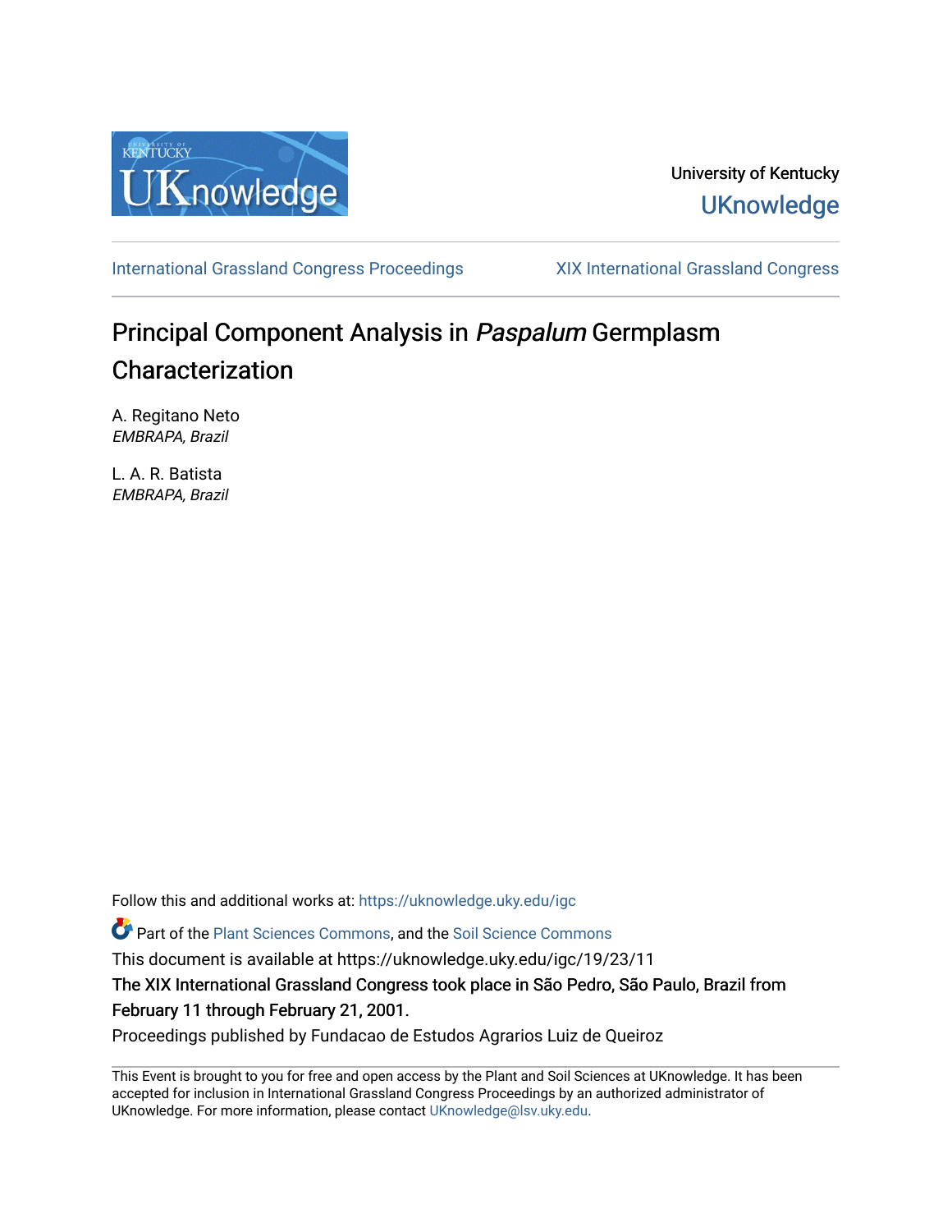University of Kentucky
UKnowledge

International Grassland Congress Proceedings — XIX International Grassland Congress

# Principal Component Analysis in *Paspalum* Germplasm Characterization

A. Regitano Neto
*EMBRAPA, Brazil*

L. A. R. Batista
*EMBRAPA, Brazil*

Follow this and additional works at: https://uknowledge.uky.edu/igc

Part of the Plant Sciences Commons, and the Soil Science Commons

This document is available at https://uknowledge.uky.edu/igc/19/23/11

The XIX International Grassland Congress took place in São Pedro, São Paulo, Brazil from February 11 through February 21, 2001.

Proceedings published by Fundacao de Estudos Agrarios Luiz de Queiroz

This Event is brought to you for free and open access by the Plant and Soil Sciences at UKnowledge. It has been accepted for inclusion in International Grassland Congress Proceedings by an authorized administrator of UKnowledge. For more information, please contact UKnowledge@lsv.uky.edu.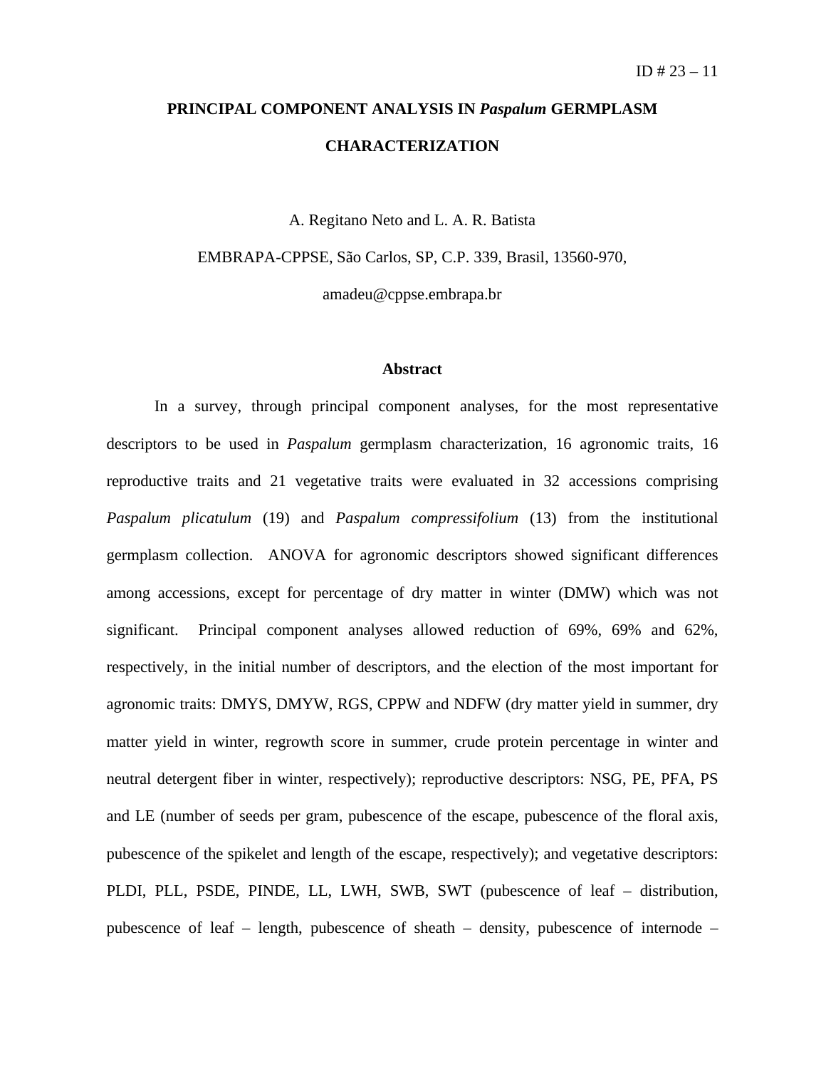ID # 23 – 11

# PRINCIPAL COMPONENT ANALYSIS IN *Paspalum* GERMPLASM CHARACTERIZATION

A. Regitano Neto and L. A. R. Batista

EMBRAPA-CPPSE, São Carlos, SP, C.P. 339, Brasil, 13560-970,

amadeu@cppse.embrapa.br

## Abstract

In a survey, through principal component analyses, for the most representative descriptors to be used in *Paspalum* germplasm characterization, 16 agronomic traits, 16 reproductive traits and 21 vegetative traits were evaluated in 32 accessions comprising *Paspalum plicatulum* (19) and *Paspalum compressifolium* (13) from the institutional germplasm collection. ANOVA for agronomic descriptors showed significant differences among accessions, except for percentage of dry matter in winter (DMW) which was not significant. Principal component analyses allowed reduction of 69%, 69% and 62%, respectively, in the initial number of descriptors, and the election of the most important for agronomic traits: DMYS, DMYW, RGS, CPPW and NDFW (dry matter yield in summer, dry matter yield in winter, regrowth score in summer, crude protein percentage in winter and neutral detergent fiber in winter, respectively); reproductive descriptors: NSG, PE, PFA, PS and LE (number of seeds per gram, pubescence of the escape, pubescence of the floral axis, pubescence of the spikelet and length of the escape, respectively); and vegetative descriptors: PLDI, PLL, PSDE, PINDE, LL, LWH, SWB, SWT (pubescence of leaf – distribution, pubescence of leaf – length, pubescence of sheath – density, pubescence of internode –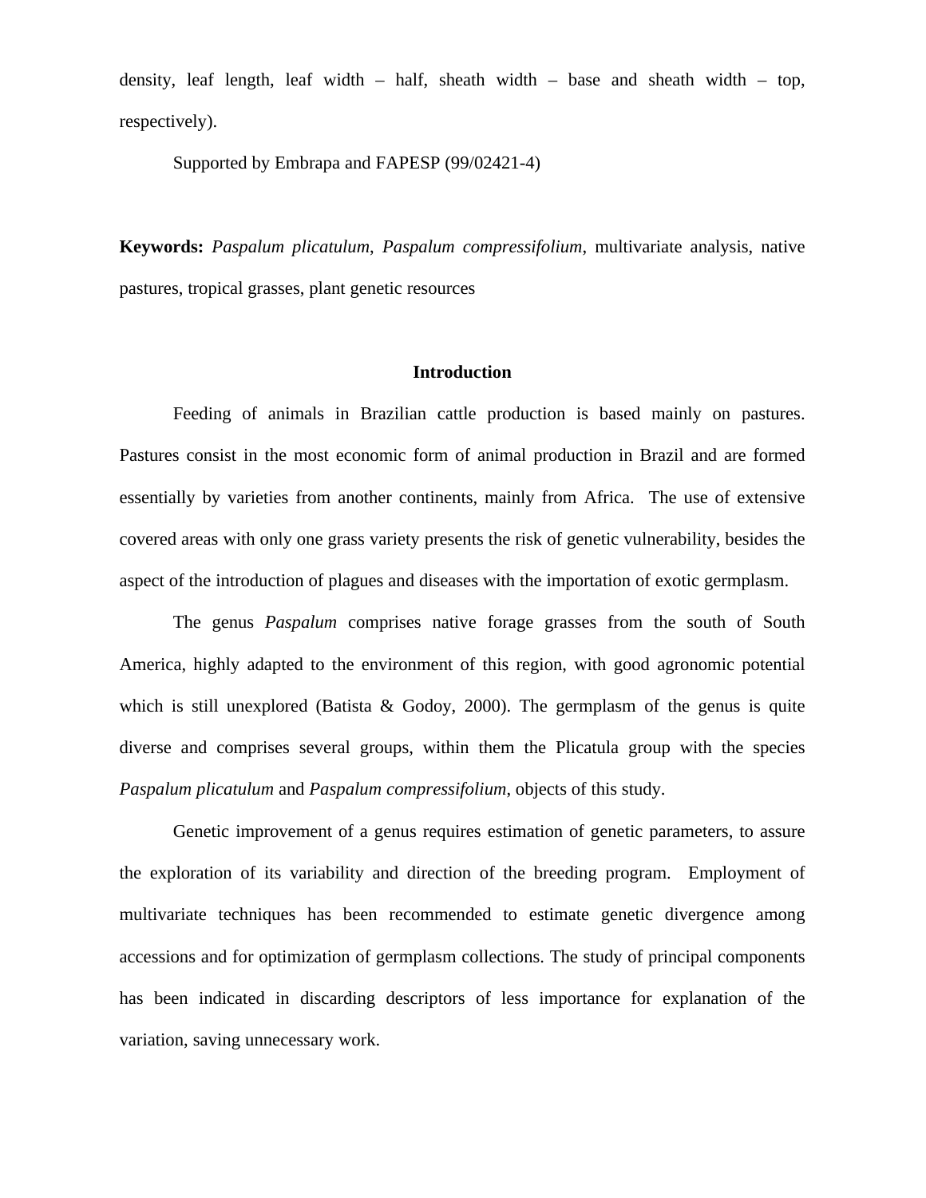density, leaf length, leaf width – half, sheath width – base and sheath width – top, respectively).

Supported by Embrapa and FAPESP (99/02421-4)

**Keywords:** *Paspalum plicatulum*, *Paspalum compressifolium*, multivariate analysis, native pastures, tropical grasses, plant genetic resources

## Introduction

Feeding of animals in Brazilian cattle production is based mainly on pastures. Pastures consist in the most economic form of animal production in Brazil and are formed essentially by varieties from another continents, mainly from Africa. The use of extensive covered areas with only one grass variety presents the risk of genetic vulnerability, besides the aspect of the introduction of plagues and diseases with the importation of exotic germplasm.

The genus *Paspalum* comprises native forage grasses from the south of South America, highly adapted to the environment of this region, with good agronomic potential which is still unexplored (Batista & Godoy, 2000). The germplasm of the genus is quite diverse and comprises several groups, within them the Plicatula group with the species *Paspalum plicatulum* and *Paspalum compressifolium*, objects of this study.

Genetic improvement of a genus requires estimation of genetic parameters, to assure the exploration of its variability and direction of the breeding program. Employment of multivariate techniques has been recommended to estimate genetic divergence among accessions and for optimization of germplasm collections. The study of principal components has been indicated in discarding descriptors of less importance for explanation of the variation, saving unnecessary work.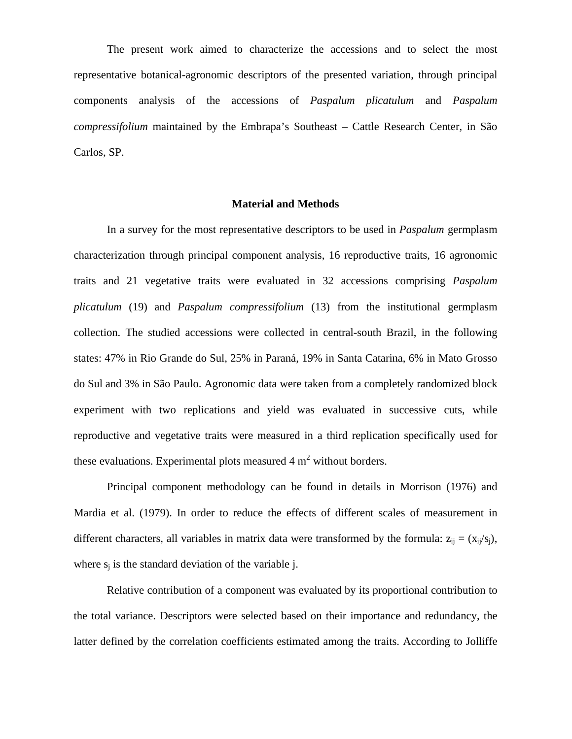The present work aimed to characterize the accessions and to select the most representative botanical-agronomic descriptors of the presented variation, through principal components analysis of the accessions of *Paspalum plicatulum* and *Paspalum compressifolium* maintained by the Embrapa's Southeast – Cattle Research Center, in São Carlos, SP.

## Material and Methods

In a survey for the most representative descriptors to be used in *Paspalum* germplasm characterization through principal component analysis, 16 reproductive traits, 16 agronomic traits and 21 vegetative traits were evaluated in 32 accessions comprising *Paspalum plicatulum* (19) and *Paspalum compressifolium* (13) from the institutional germplasm collection. The studied accessions were collected in central-south Brazil, in the following states: 47% in Rio Grande do Sul, 25% in Paraná, 19% in Santa Catarina, 6% in Mato Grosso do Sul and 3% in São Paulo. Agronomic data were taken from a completely randomized block experiment with two replications and yield was evaluated in successive cuts, while reproductive and vegetative traits were measured in a third replication specifically used for these evaluations. Experimental plots measured 4 $m^2$ without borders.

Principal component methodology can be found in details in Morrison (1976) and Mardia et al. (1979). In order to reduce the effects of different scales of measurement in different characters, all variables in matrix data were transformed by the formula: $z_{ij} = (x_{ij}/s_j)$, where $s_j$ is the standard deviation of the variable j.

Relative contribution of a component was evaluated by its proportional contribution to the total variance. Descriptors were selected based on their importance and redundancy, the latter defined by the correlation coefficients estimated among the traits. According to Jolliffe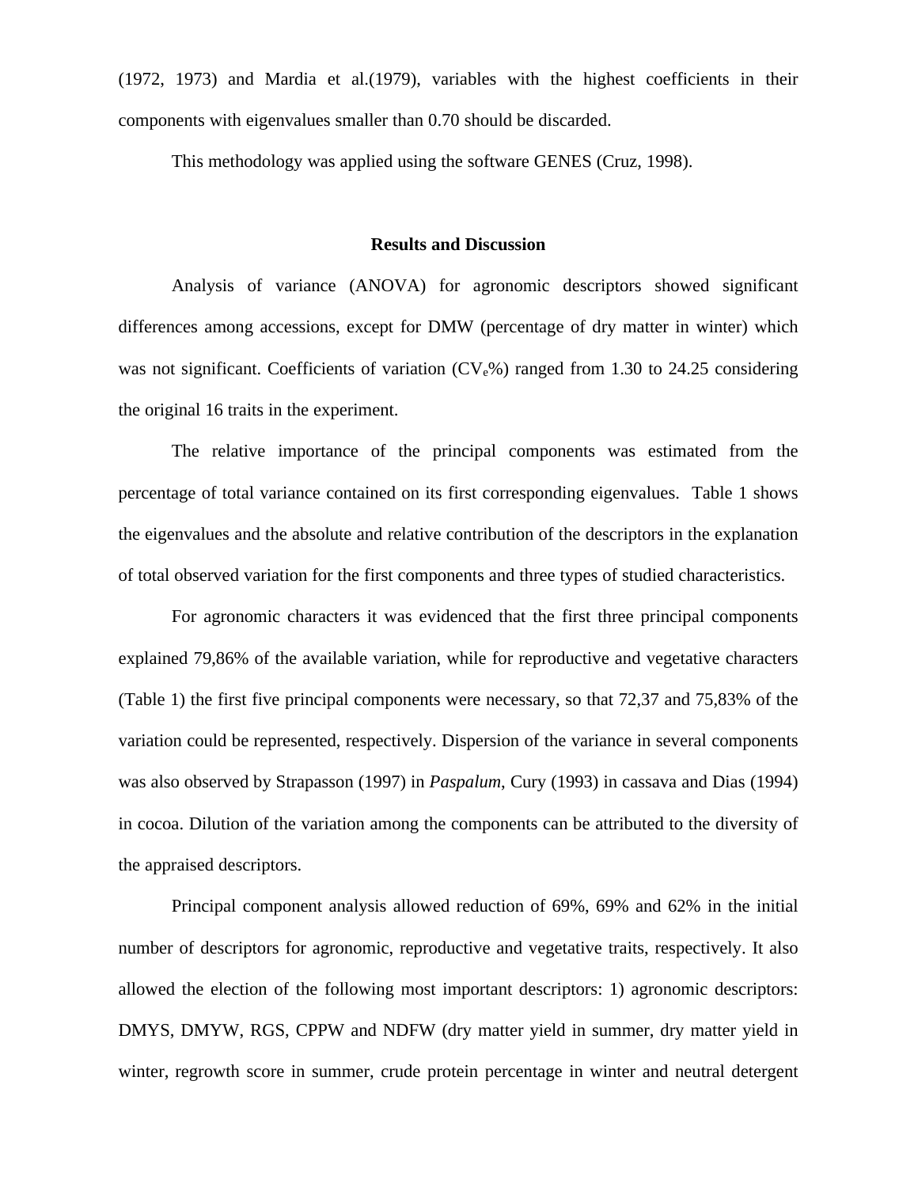(1972, 1973) and Mardia et al.(1979), variables with the highest coefficients in their components with eigenvalues smaller than 0.70 should be discarded.

This methodology was applied using the software GENES (Cruz, 1998).

## Results and Discussion

Analysis of variance (ANOVA) for agronomic descriptors showed significant differences among accessions, except for DMW (percentage of dry matter in winter) which was not significant. Coefficients of variation ($CV_e$%) ranged from 1.30 to 24.25 considering the original 16 traits in the experiment.

The relative importance of the principal components was estimated from the percentage of total variance contained on its first corresponding eigenvalues. Table 1 shows the eigenvalues and the absolute and relative contribution of the descriptors in the explanation of total observed variation for the first components and three types of studied characteristics.

For agronomic characters it was evidenced that the first three principal components explained 79,86% of the available variation, while for reproductive and vegetative characters (Table 1) the first five principal components were necessary, so that 72,37 and 75,83% of the variation could be represented, respectively. Dispersion of the variance in several components was also observed by Strapasson (1997) in *Paspalum*, Cury (1993) in cassava and Dias (1994) in cocoa. Dilution of the variation among the components can be attributed to the diversity of the appraised descriptors.

Principal component analysis allowed reduction of 69%, 69% and 62% in the initial number of descriptors for agronomic, reproductive and vegetative traits, respectively. It also allowed the election of the following most important descriptors: 1) agronomic descriptors: DMYS, DMYW, RGS, CPPW and NDFW (dry matter yield in summer, dry matter yield in winter, regrowth score in summer, crude protein percentage in winter and neutral detergent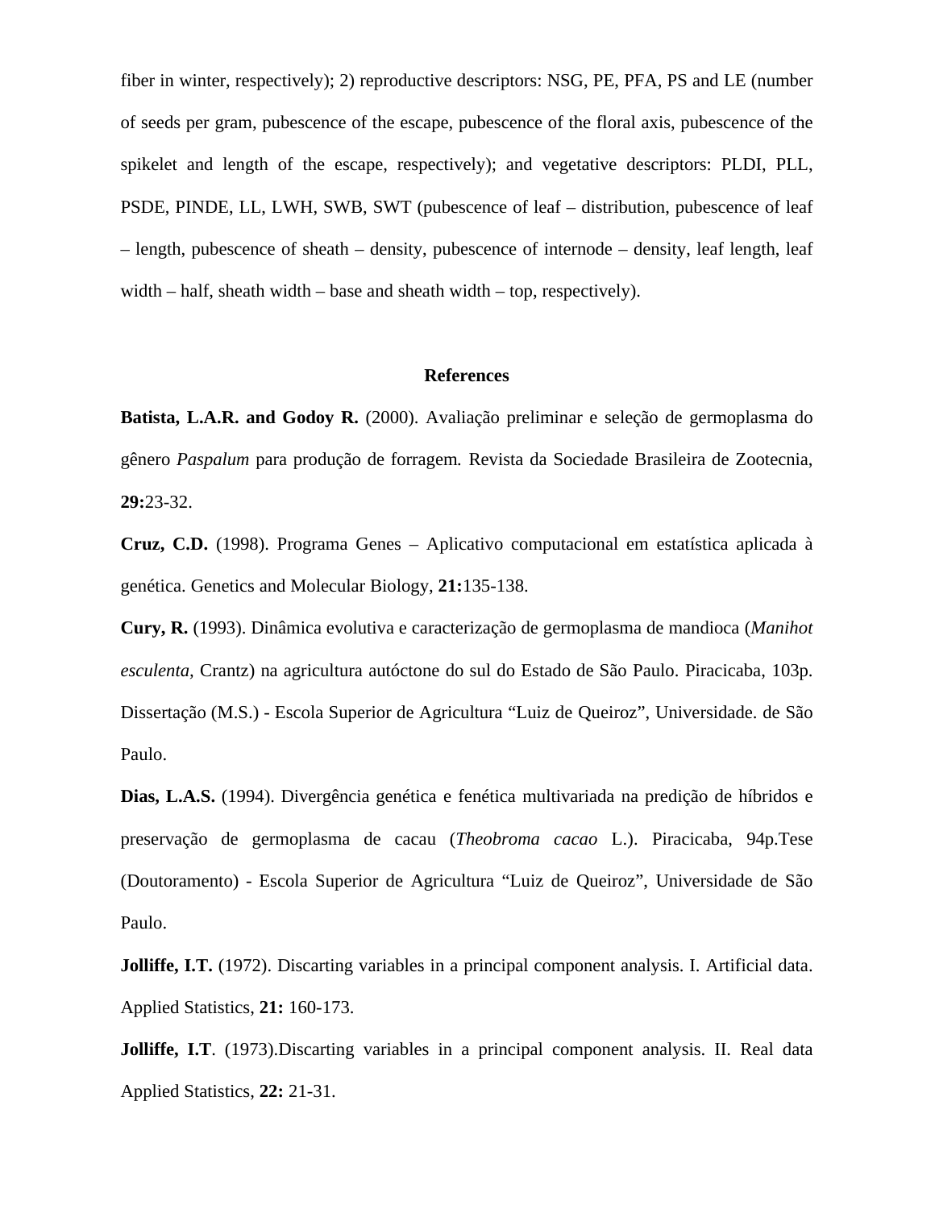fiber in winter, respectively); 2) reproductive descriptors: NSG, PE, PFA, PS and LE (number of seeds per gram, pubescence of the escape, pubescence of the floral axis, pubescence of the spikelet and length of the escape, respectively); and vegetative descriptors: PLDI, PLL, PSDE, PINDE, LL, LWH, SWB, SWT (pubescence of leaf – distribution, pubescence of leaf – length, pubescence of sheath – density, pubescence of internode – density, leaf length, leaf width – half, sheath width – base and sheath width – top, respectively).

## References

**Batista, L.A.R. and Godoy R.** (2000). Avaliação preliminar e seleção de germoplasma do gênero *Paspalum* para produção de forragem. Revista da Sociedade Brasileira de Zootecnia, **29:**23-32.

**Cruz, C.D.** (1998). Programa Genes – Aplicativo computacional em estatística aplicada à genética. Genetics and Molecular Biology, **21:**135-138.

**Cury, R.** (1993). Dinâmica evolutiva e caracterização de germoplasma de mandioca (*Manihot esculenta*, Crantz) na agricultura autóctone do sul do Estado de São Paulo. Piracicaba, 103p. Dissertação (M.S.) - Escola Superior de Agricultura "Luiz de Queiroz", Universidade. de São Paulo.

**Dias, L.A.S.** (1994). Divergência genética e fenética multivariada na predição de híbridos e preservação de germoplasma de cacau (*Theobroma cacao* L.). Piracicaba, 94p.Tese (Doutoramento) - Escola Superior de Agricultura "Luiz de Queiroz", Universidade de São Paulo.

**Jolliffe, I.T.** (1972). Discarting variables in a principal component analysis. I. Artificial data. Applied Statistics, **21:** 160-173.

**Jolliffe, I.T**. (1973).Discarting variables in a principal component analysis. II. Real data Applied Statistics, **22:** 21-31.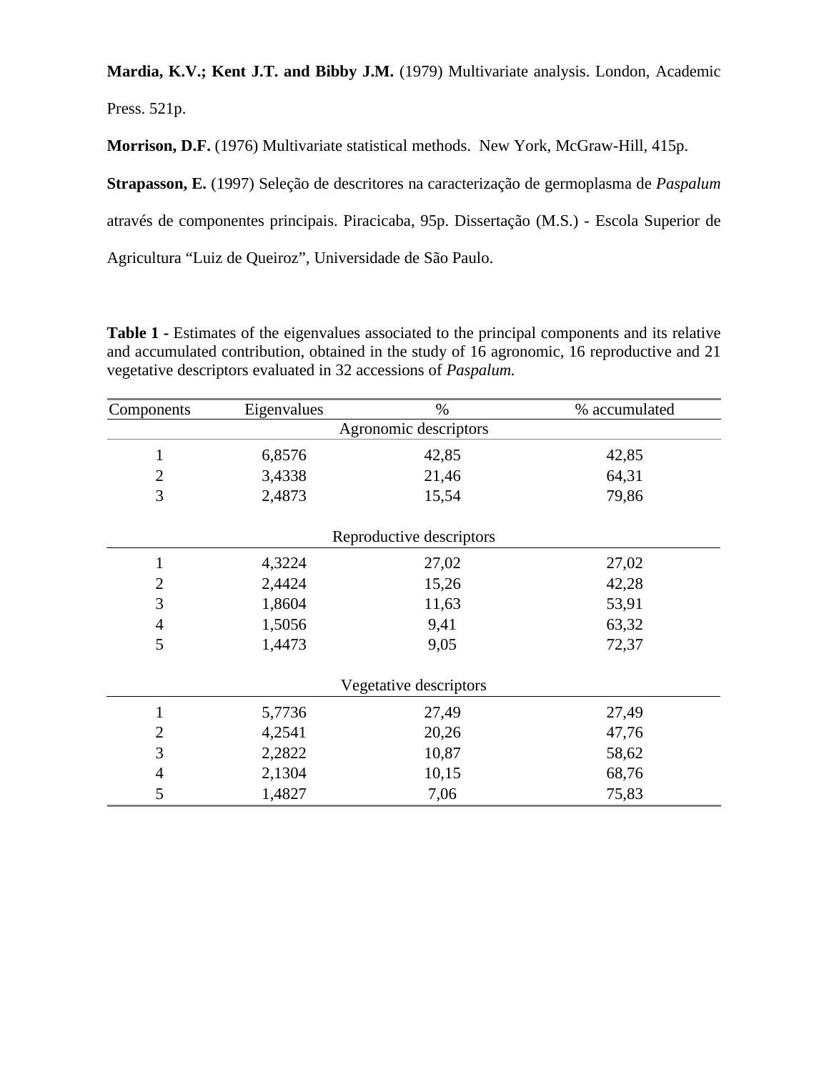**Mardia, K.V.; Kent J.T. and Bibby J.M.** (1979) Multivariate analysis. London, Academic Press. 521p.

**Morrison, D.F.** (1976) Multivariate statistical methods. New York, McGraw-Hill, 415p.

**Strapasson, E.** (1997) Seleção de descritores na caracterização de germoplasma de *Paspalum* através de componentes principais. Piracicaba, 95p. Dissertação (M.S.) - Escola Superior de Agricultura "Luiz de Queiroz", Universidade de São Paulo.

**Table 1 -** Estimates of the eigenvalues associated to the principal components and its relative and accumulated contribution, obtained in the study of 16 agronomic, 16 reproductive and 21 vegetative descriptors evaluated in 32 accessions of *Paspalum.*

| Components | Eigenvalues | % | % accumulated |
|---|---|---|---|
| Agronomic descriptors | | | |
| 1 | 6,8576 | 42,85 | 42,85 |
| 2 | 3,4338 | 21,46 | 64,31 |
| 3 | 2,4873 | 15,54 | 79,86 |
| Reproductive descriptors | | | |
| 1 | 4,3224 | 27,02 | 27,02 |
| 2 | 2,4424 | 15,26 | 42,28 |
| 3 | 1,8604 | 11,63 | 53,91 |
| 4 | 1,5056 | 9,41 | 63,32 |
| 5 | 1,4473 | 9,05 | 72,37 |
| Vegetative descriptors | | | |
| 1 | 5,7736 | 27,49 | 27,49 |
| 2 | 4,2541 | 20,26 | 47,76 |
| 3 | 2,2822 | 10,87 | 58,62 |
| 4 | 2,1304 | 10,15 | 68,76 |
| 5 | 1,4827 | 7,06 | 75,83 |